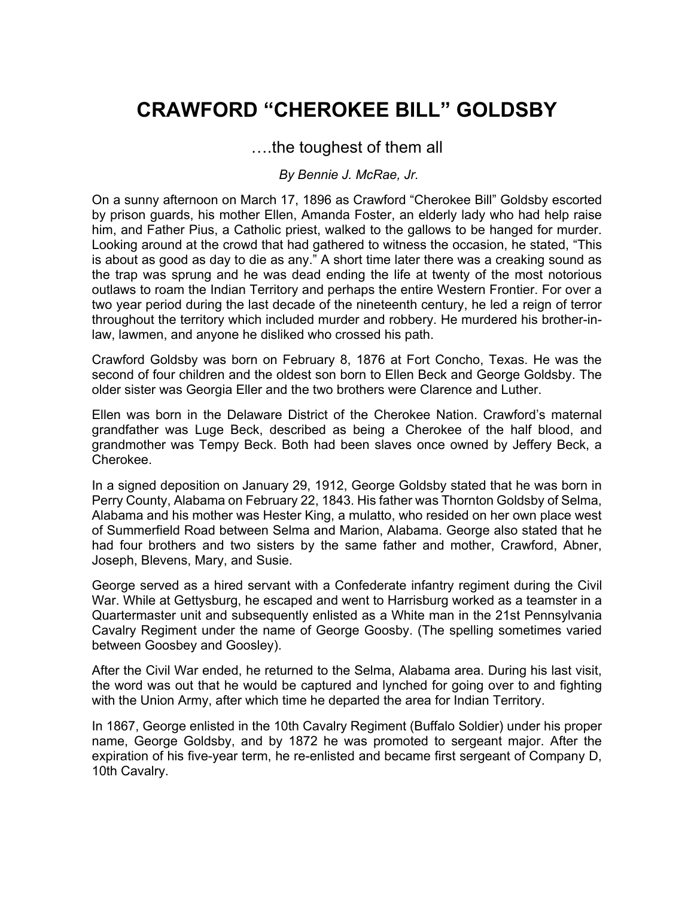# CRAWFORD "CHEROKEE BILL" GOLDSBY

….the toughest of them all

*By Bennie J. McRae, Jr.*

On a sunny afternoon on March 17, 1896 as Crawford "Cherokee Bill" Goldsby escorted by prison guards, his mother Ellen, Amanda Foster, an elderly lady who had help raise him, and Father Pius, a Catholic priest, walked to the gallows to be hanged for murder. Looking around at the crowd that had gathered to witness the occasion, he stated, "This is about as good as day to die as any." A short time later there was a creaking sound as the trap was sprung and he was dead ending the life at twenty of the most notorious outlaws to roam the Indian Territory and perhaps the entire Western Frontier. For over a two year period during the last decade of the nineteenth century, he led a reign of terror throughout the territory which included murder and robbery. He murdered his brother-in-law, lawmen, and anyone he disliked who crossed his path.

Crawford Goldsby was born on February 8, 1876 at Fort Concho, Texas. He was the second of four children and the oldest son born to Ellen Beck and George Goldsby. The older sister was Georgia Eller and the two brothers were Clarence and Luther.

Ellen was born in the Delaware District of the Cherokee Nation. Crawford's maternal grandfather was Luge Beck, described as being a Cherokee of the half blood, and grandmother was Tempy Beck. Both had been slaves once owned by Jeffery Beck, a Cherokee.

In a signed deposition on January 29, 1912, George Goldsby stated that he was born in Perry County, Alabama on February 22, 1843. His father was Thornton Goldsby of Selma, Alabama and his mother was Hester King, a mulatto, who resided on her own place west of Summerfield Road between Selma and Marion, Alabama. George also stated that he had four brothers and two sisters by the same father and mother, Crawford, Abner, Joseph, Blevens, Mary, and Susie.

George served as a hired servant with a Confederate infantry regiment during the Civil War. While at Gettysburg, he escaped and went to Harrisburg worked as a teamster in a Quartermaster unit and subsequently enlisted as a White man in the 21st Pennsylvania Cavalry Regiment under the name of George Goosby. (The spelling sometimes varied between Goosbey and Goosley).

After the Civil War ended, he returned to the Selma, Alabama area. During his last visit, the word was out that he would be captured and lynched for going over to and fighting with the Union Army, after which time he departed the area for Indian Territory.

In 1867, George enlisted in the 10th Cavalry Regiment (Buffalo Soldier) under his proper name, George Goldsby, and by 1872 he was promoted to sergeant major. After the expiration of his five-year term, he re-enlisted and became first sergeant of Company D, 10th Cavalry.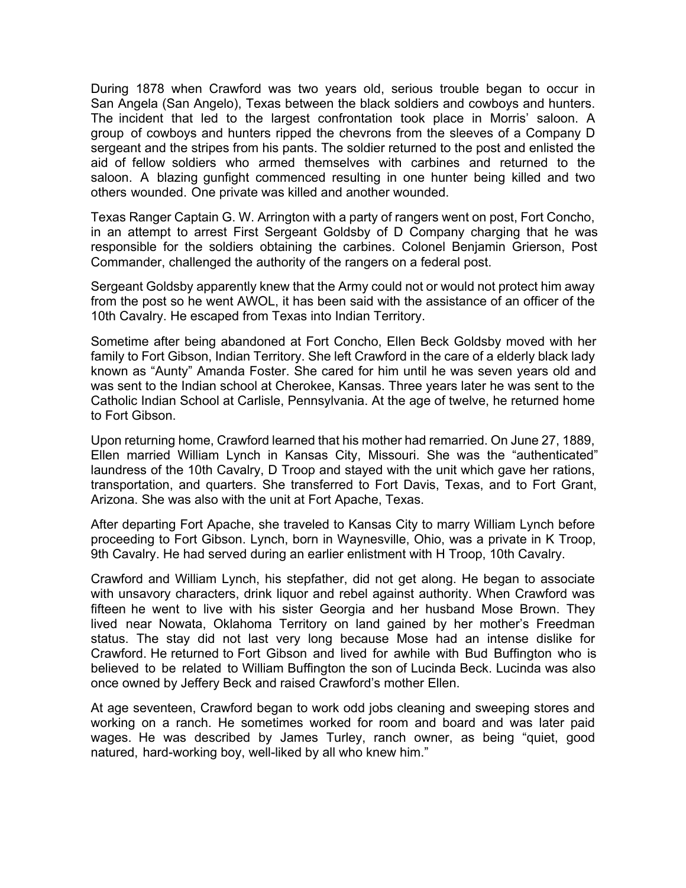During 1878 when Crawford was two years old, serious trouble began to occur in San Angela (San Angelo), Texas between the black soldiers and cowboys and hunters. The incident that led to the largest confrontation took place in Morris' saloon. A group of cowboys and hunters ripped the chevrons from the sleeves of a Company D sergeant and the stripes from his pants. The soldier returned to the post and enlisted the aid of fellow soldiers who armed themselves with carbines and returned to the saloon. A blazing gunfight commenced resulting in one hunter being killed and two others wounded. One private was killed and another wounded.

Texas Ranger Captain G. W. Arrington with a party of rangers went on post, Fort Concho, in an attempt to arrest First Sergeant Goldsby of D Company charging that he was responsible for the soldiers obtaining the carbines. Colonel Benjamin Grierson, Post Commander, challenged the authority of the rangers on a federal post.

Sergeant Goldsby apparently knew that the Army could not or would not protect him away from the post so he went AWOL, it has been said with the assistance of an officer of the 10th Cavalry. He escaped from Texas into Indian Territory.

Sometime after being abandoned at Fort Concho, Ellen Beck Goldsby moved with her family to Fort Gibson, Indian Territory. She left Crawford in the care of a elderly black lady known as "Aunty" Amanda Foster. She cared for him until he was seven years old and was sent to the Indian school at Cherokee, Kansas. Three years later he was sent to the Catholic Indian School at Carlisle, Pennsylvania. At the age of twelve, he returned home to Fort Gibson.

Upon returning home, Crawford learned that his mother had remarried. On June 27, 1889, Ellen married William Lynch in Kansas City, Missouri. She was the "authenticated" laundress of the 10th Cavalry, D Troop and stayed with the unit which gave her rations, transportation, and quarters. She transferred to Fort Davis, Texas, and to Fort Grant, Arizona. She was also with the unit at Fort Apache, Texas.

After departing Fort Apache, she traveled to Kansas City to marry William Lynch before proceeding to Fort Gibson. Lynch, born in Waynesville, Ohio, was a private in K Troop, 9th Cavalry. He had served during an earlier enlistment with H Troop, 10th Cavalry.

Crawford and William Lynch, his stepfather, did not get along. He began to associate with unsavory characters, drink liquor and rebel against authority. When Crawford was fifteen he went to live with his sister Georgia and her husband Mose Brown. They lived near Nowata, Oklahoma Territory on land gained by her mother's Freedman status. The stay did not last very long because Mose had an intense dislike for Crawford. He returned to Fort Gibson and lived for awhile with Bud Buffington who is believed to be related to William Buffington the son of Lucinda Beck. Lucinda was also once owned by Jeffery Beck and raised Crawford's mother Ellen.

At age seventeen, Crawford began to work odd jobs cleaning and sweeping stores and working on a ranch. He sometimes worked for room and board and was later paid wages. He was described by James Turley, ranch owner, as being "quiet, good natured, hard-working boy, well-liked by all who knew him."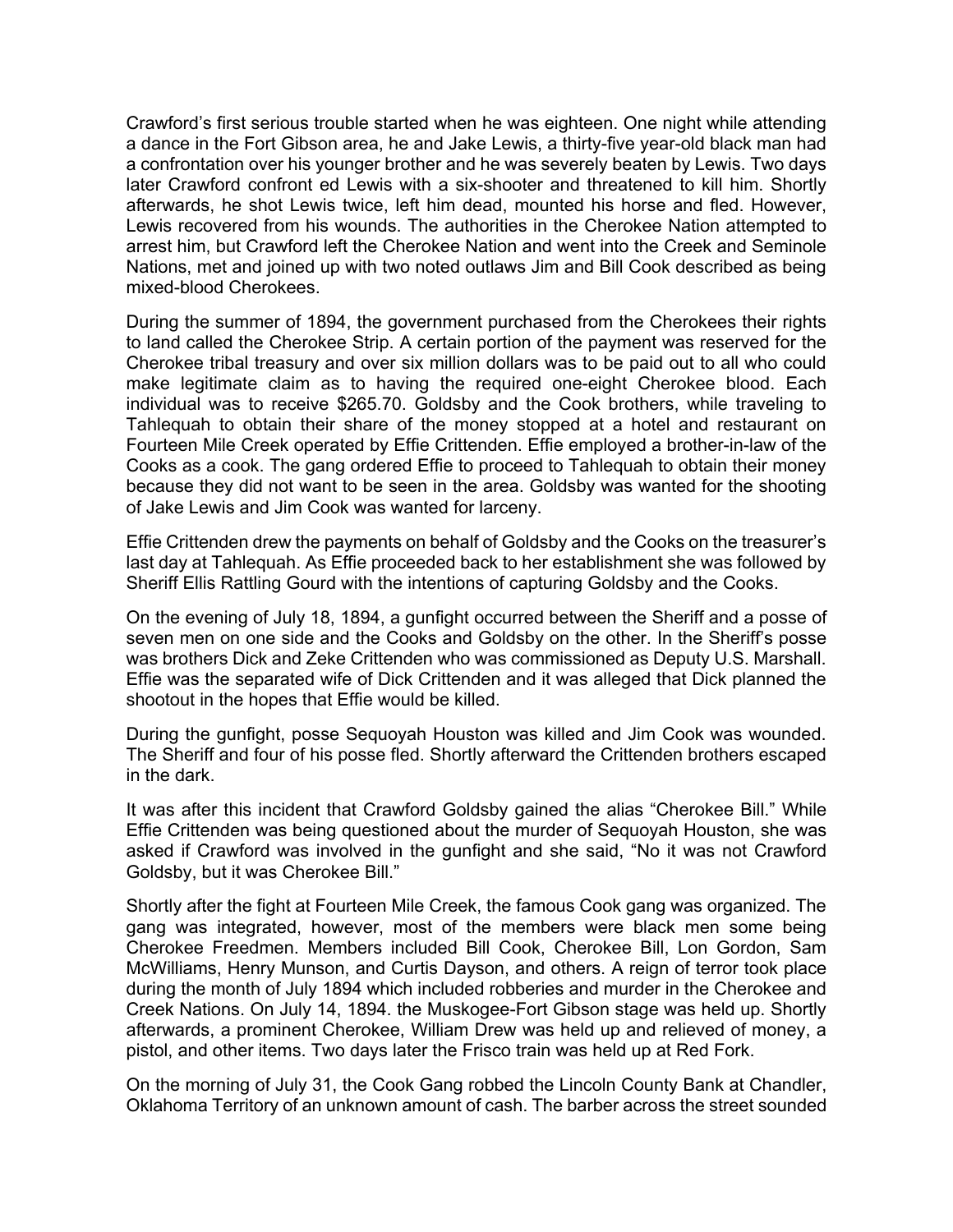Crawford's first serious trouble started when he was eighteen. One night while attending a dance in the Fort Gibson area, he and Jake Lewis, a thirty-five year-old black man had a confrontation over his younger brother and he was severely beaten by Lewis. Two days later Crawford confront ed Lewis with a six-shooter and threatened to kill him. Shortly afterwards, he shot Lewis twice, left him dead, mounted his horse and fled. However, Lewis recovered from his wounds. The authorities in the Cherokee Nation attempted to arrest him, but Crawford left the Cherokee Nation and went into the Creek and Seminole Nations, met and joined up with two noted outlaws Jim and Bill Cook described as being mixed-blood Cherokees.

During the summer of 1894, the government purchased from the Cherokees their rights to land called the Cherokee Strip. A certain portion of the payment was reserved for the Cherokee tribal treasury and over six million dollars was to be paid out to all who could make legitimate claim as to having the required one-eight Cherokee blood. Each individual was to receive $265.70. Goldsby and the Cook brothers, while traveling to Tahlequah to obtain their share of the money stopped at a hotel and restaurant on Fourteen Mile Creek operated by Effie Crittenden. Effie employed a brother-in-law of the Cooks as a cook. The gang ordered Effie to proceed to Tahlequah to obtain their money because they did not want to be seen in the area. Goldsby was wanted for the shooting of Jake Lewis and Jim Cook was wanted for larceny.

Effie Crittenden drew the payments on behalf of Goldsby and the Cooks on the treasurer's last day at Tahlequah. As Effie proceeded back to her establishment she was followed by Sheriff Ellis Rattling Gourd with the intentions of capturing Goldsby and the Cooks.

On the evening of July 18, 1894, a gunfight occurred between the Sheriff and a posse of seven men on one side and the Cooks and Goldsby on the other. In the Sheriff's posse was brothers Dick and Zeke Crittenden who was commissioned as Deputy U.S. Marshall. Effie was the separated wife of Dick Crittenden and it was alleged that Dick planned the shootout in the hopes that Effie would be killed.

During the gunfight, posse Sequoyah Houston was killed and Jim Cook was wounded. The Sheriff and four of his posse fled. Shortly afterward the Crittenden brothers escaped in the dark.

It was after this incident that Crawford Goldsby gained the alias "Cherokee Bill." While Effie Crittenden was being questioned about the murder of Sequoyah Houston, she was asked if Crawford was involved in the gunfight and she said, "No it was not Crawford Goldsby, but it was Cherokee Bill."

Shortly after the fight at Fourteen Mile Creek, the famous Cook gang was organized. The gang was integrated, however, most of the members were black men some being Cherokee Freedmen. Members included Bill Cook, Cherokee Bill, Lon Gordon, Sam McWilliams, Henry Munson, and Curtis Dayson, and others. A reign of terror took place during the month of July 1894 which included robberies and murder in the Cherokee and Creek Nations. On July 14, 1894. the Muskogee-Fort Gibson stage was held up. Shortly afterwards, a prominent Cherokee, William Drew was held up and relieved of money, a pistol, and other items. Two days later the Frisco train was held up at Red Fork.

On the morning of July 31, the Cook Gang robbed the Lincoln County Bank at Chandler, Oklahoma Territory of an unknown amount of cash. The barber across the street sounded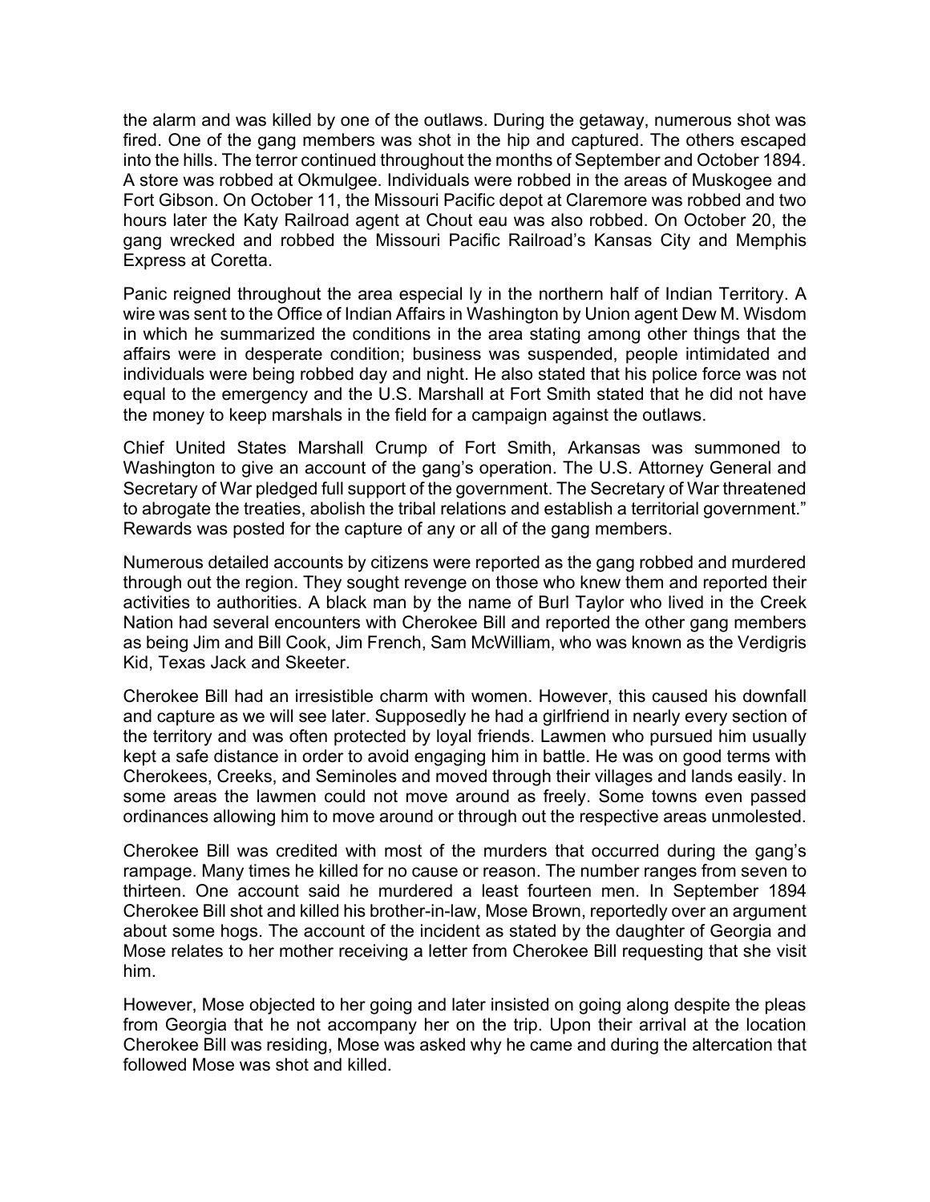the alarm and was killed by one of the outlaws. During the getaway, numerous shot was fired. One of the gang members was shot in the hip and captured. The others escaped into the hills. The terror continued throughout the months of September and October 1894. A store was robbed at Okmulgee. Individuals were robbed in the areas of Muskogee and Fort Gibson. On October 11, the Missouri Pacific depot at Claremore was robbed and two hours later the Katy Railroad agent at Chout eau was also robbed. On October 20, the gang wrecked and robbed the Missouri Pacific Railroad's Kansas City and Memphis Express at Coretta.

Panic reigned throughout the area especial ly in the northern half of Indian Territory. A wire was sent to the Office of Indian Affairs in Washington by Union agent Dew M. Wisdom in which he summarized the conditions in the area stating among other things that the affairs were in desperate condition; business was suspended, people intimidated and individuals were being robbed day and night. He also stated that his police force was not equal to the emergency and the U.S. Marshall at Fort Smith stated that he did not have the money to keep marshals in the field for a campaign against the outlaws.

Chief United States Marshall Crump of Fort Smith, Arkansas was summoned to Washington to give an account of the gang's operation. The U.S. Attorney General and Secretary of War pledged full support of the government. The Secretary of War threatened to abrogate the treaties, abolish the tribal relations and establish a territorial government." Rewards was posted for the capture of any or all of the gang members.

Numerous detailed accounts by citizens were reported as the gang robbed and murdered through out the region. They sought revenge on those who knew them and reported their activities to authorities. A black man by the name of Burl Taylor who lived in the Creek Nation had several encounters with Cherokee Bill and reported the other gang members as being Jim and Bill Cook, Jim French, Sam McWilliam, who was known as the Verdigris Kid, Texas Jack and Skeeter.

Cherokee Bill had an irresistible charm with women. However, this caused his downfall and capture as we will see later. Supposedly he had a girlfriend in nearly every section of the territory and was often protected by loyal friends. Lawmen who pursued him usually kept a safe distance in order to avoid engaging him in battle. He was on good terms with Cherokees, Creeks, and Seminoles and moved through their villages and lands easily. In some areas the lawmen could not move around as freely. Some towns even passed ordinances allowing him to move around or through out the respective areas unmolested.

Cherokee Bill was credited with most of the murders that occurred during the gang's rampage. Many times he killed for no cause or reason. The number ranges from seven to thirteen. One account said he murdered a least fourteen men. In September 1894 Cherokee Bill shot and killed his brother-in-law, Mose Brown, reportedly over an argument about some hogs. The account of the incident as stated by the daughter of Georgia and Mose relates to her mother receiving a letter from Cherokee Bill requesting that she visit him.

However, Mose objected to her going and later insisted on going along despite the pleas from Georgia that he not accompany her on the trip. Upon their arrival at the location Cherokee Bill was residing, Mose was asked why he came and during the altercation that followed Mose was shot and killed.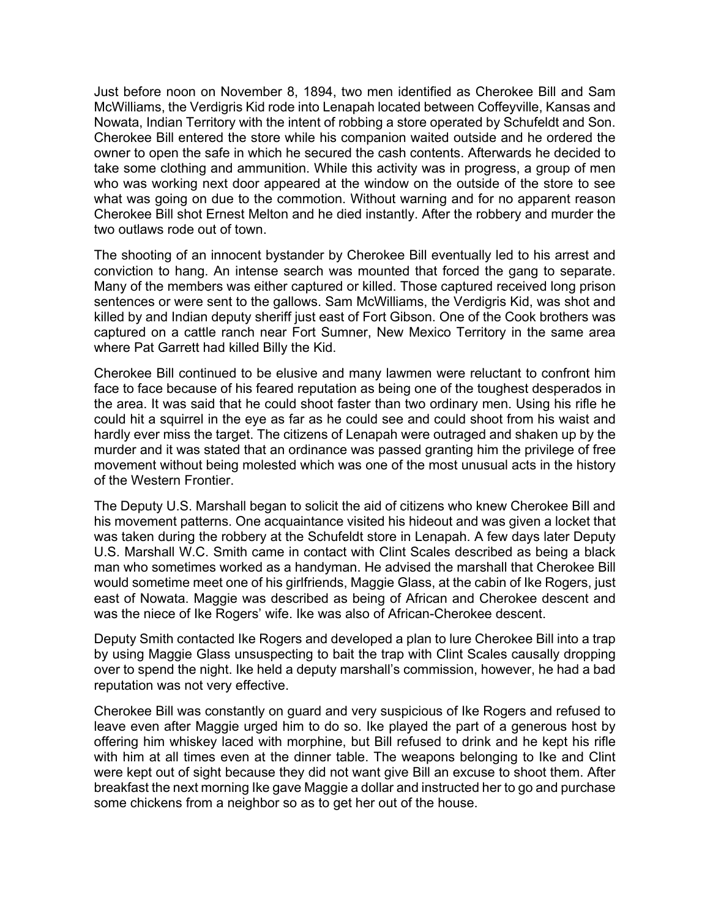Just before noon on November 8, 1894, two men identified as Cherokee Bill and Sam McWilliams, the Verdigris Kid rode into Lenapah located between Coffeyville, Kansas and Nowata, Indian Territory with the intent of robbing a store operated by Schufeldt and Son. Cherokee Bill entered the store while his companion waited outside and he ordered the owner to open the safe in which he secured the cash contents. Afterwards he decided to take some clothing and ammunition. While this activity was in progress, a group of men who was working next door appeared at the window on the outside of the store to see what was going on due to the commotion. Without warning and for no apparent reason Cherokee Bill shot Ernest Melton and he died instantly. After the robbery and murder the two outlaws rode out of town.

The shooting of an innocent bystander by Cherokee Bill eventually led to his arrest and conviction to hang. An intense search was mounted that forced the gang to separate. Many of the members was either captured or killed. Those captured received long prison sentences or were sent to the gallows. Sam McWilliams, the Verdigris Kid, was shot and killed by and Indian deputy sheriff just east of Fort Gibson. One of the Cook brothers was captured on a cattle ranch near Fort Sumner, New Mexico Territory in the same area where Pat Garrett had killed Billy the Kid.

Cherokee Bill continued to be elusive and many lawmen were reluctant to confront him face to face because of his feared reputation as being one of the toughest desperados in the area. It was said that he could shoot faster than two ordinary men. Using his rifle he could hit a squirrel in the eye as far as he could see and could shoot from his waist and hardly ever miss the target. The citizens of Lenapah were outraged and shaken up by the murder and it was stated that an ordinance was passed granting him the privilege of free movement without being molested which was one of the most unusual acts in the history of the Western Frontier.

The Deputy U.S. Marshall began to solicit the aid of citizens who knew Cherokee Bill and his movement patterns. One acquaintance visited his hideout and was given a locket that was taken during the robbery at the Schufeldt store in Lenapah. A few days later Deputy U.S. Marshall W.C. Smith came in contact with Clint Scales described as being a black man who sometimes worked as a handyman. He advised the marshall that Cherokee Bill would sometime meet one of his girlfriends, Maggie Glass, at the cabin of Ike Rogers, just east of Nowata. Maggie was described as being of African and Cherokee descent and was the niece of Ike Rogers' wife. Ike was also of African-Cherokee descent.

Deputy Smith contacted Ike Rogers and developed a plan to lure Cherokee Bill into a trap by using Maggie Glass unsuspecting to bait the trap with Clint Scales causally dropping over to spend the night. Ike held a deputy marshall's commission, however, he had a bad reputation was not very effective.

Cherokee Bill was constantly on guard and very suspicious of Ike Rogers and refused to leave even after Maggie urged him to do so. Ike played the part of a generous host by offering him whiskey laced with morphine, but Bill refused to drink and he kept his rifle with him at all times even at the dinner table. The weapons belonging to Ike and Clint were kept out of sight because they did not want give Bill an excuse to shoot them. After breakfast the next morning Ike gave Maggie a dollar and instructed her to go and purchase some chickens from a neighbor so as to get her out of the house.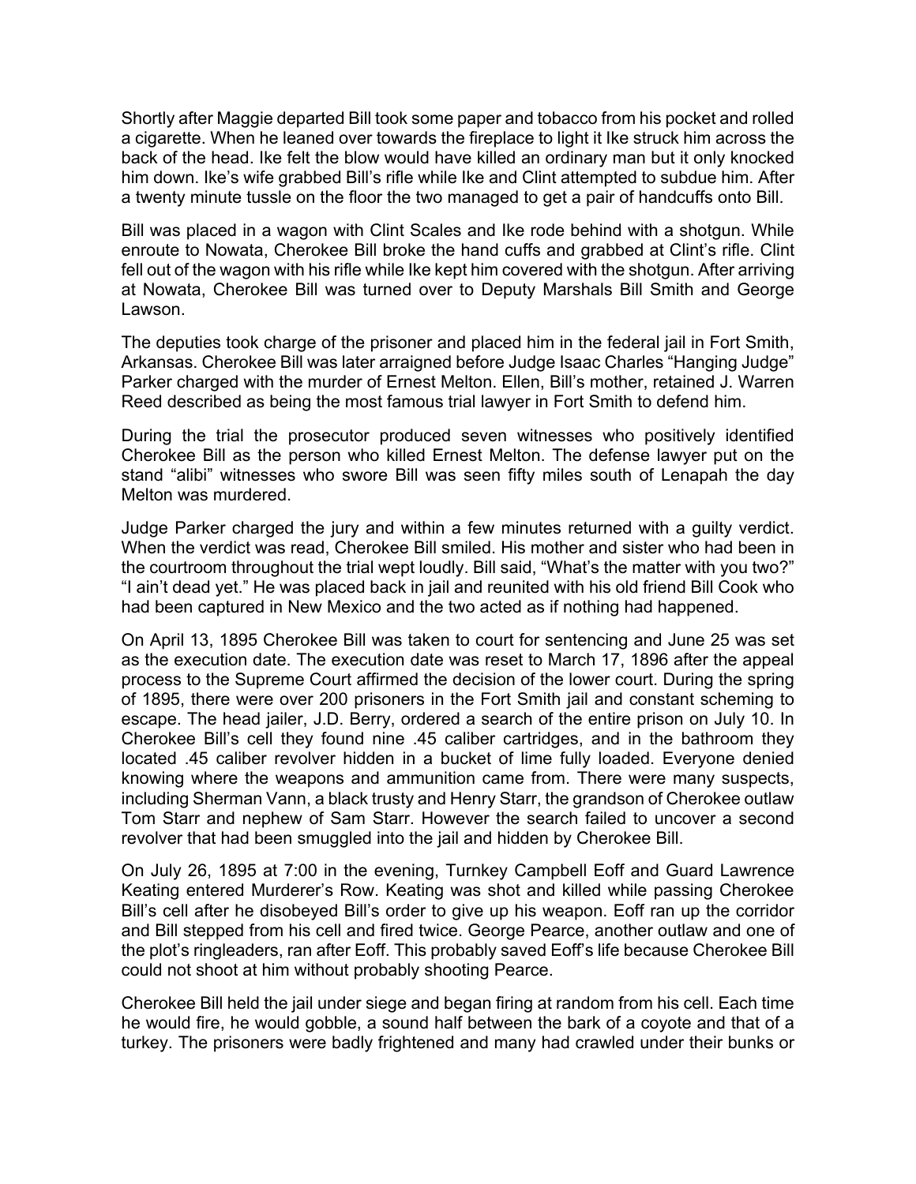Shortly after Maggie departed Bill took some paper and tobacco from his pocket and rolled a cigarette. When he leaned over towards the fireplace to light it Ike struck him across the back of the head. Ike felt the blow would have killed an ordinary man but it only knocked him down. Ike's wife grabbed Bill's rifle while Ike and Clint attempted to subdue him. After a twenty minute tussle on the floor the two managed to get a pair of handcuffs onto Bill.

Bill was placed in a wagon with Clint Scales and Ike rode behind with a shotgun. While enroute to Nowata, Cherokee Bill broke the hand cuffs and grabbed at Clint's rifle. Clint fell out of the wagon with his rifle while Ike kept him covered with the shotgun. After arriving at Nowata, Cherokee Bill was turned over to Deputy Marshals Bill Smith and George Lawson.

The deputies took charge of the prisoner and placed him in the federal jail in Fort Smith, Arkansas. Cherokee Bill was later arraigned before Judge Isaac Charles "Hanging Judge" Parker charged with the murder of Ernest Melton. Ellen, Bill's mother, retained J. Warren Reed described as being the most famous trial lawyer in Fort Smith to defend him.

During the trial the prosecutor produced seven witnesses who positively identified Cherokee Bill as the person who killed Ernest Melton. The defense lawyer put on the stand "alibi" witnesses who swore Bill was seen fifty miles south of Lenapah the day Melton was murdered.

Judge Parker charged the jury and within a few minutes returned with a guilty verdict. When the verdict was read, Cherokee Bill smiled. His mother and sister who had been in the courtroom throughout the trial wept loudly. Bill said, "What's the matter with you two?" "I ain't dead yet." He was placed back in jail and reunited with his old friend Bill Cook who had been captured in New Mexico and the two acted as if nothing had happened.

On April 13, 1895 Cherokee Bill was taken to court for sentencing and June 25 was set as the execution date. The execution date was reset to March 17, 1896 after the appeal process to the Supreme Court affirmed the decision of the lower court. During the spring of 1895, there were over 200 prisoners in the Fort Smith jail and constant scheming to escape. The head jailer, J.D. Berry, ordered a search of the entire prison on July 10. In Cherokee Bill's cell they found nine .45 caliber cartridges, and in the bathroom they located .45 caliber revolver hidden in a bucket of lime fully loaded. Everyone denied knowing where the weapons and ammunition came from. There were many suspects, including Sherman Vann, a black trusty and Henry Starr, the grandson of Cherokee outlaw Tom Starr and nephew of Sam Starr. However the search failed to uncover a second revolver that had been smuggled into the jail and hidden by Cherokee Bill.

On July 26, 1895 at 7:00 in the evening, Turnkey Campbell Eoff and Guard Lawrence Keating entered Murderer's Row. Keating was shot and killed while passing Cherokee Bill's cell after he disobeyed Bill's order to give up his weapon. Eoff ran up the corridor and Bill stepped from his cell and fired twice. George Pearce, another outlaw and one of the plot's ringleaders, ran after Eoff. This probably saved Eoff's life because Cherokee Bill could not shoot at him without probably shooting Pearce.

Cherokee Bill held the jail under siege and began firing at random from his cell. Each time he would fire, he would gobble, a sound half between the bark of a coyote and that of a turkey. The prisoners were badly frightened and many had crawled under their bunks or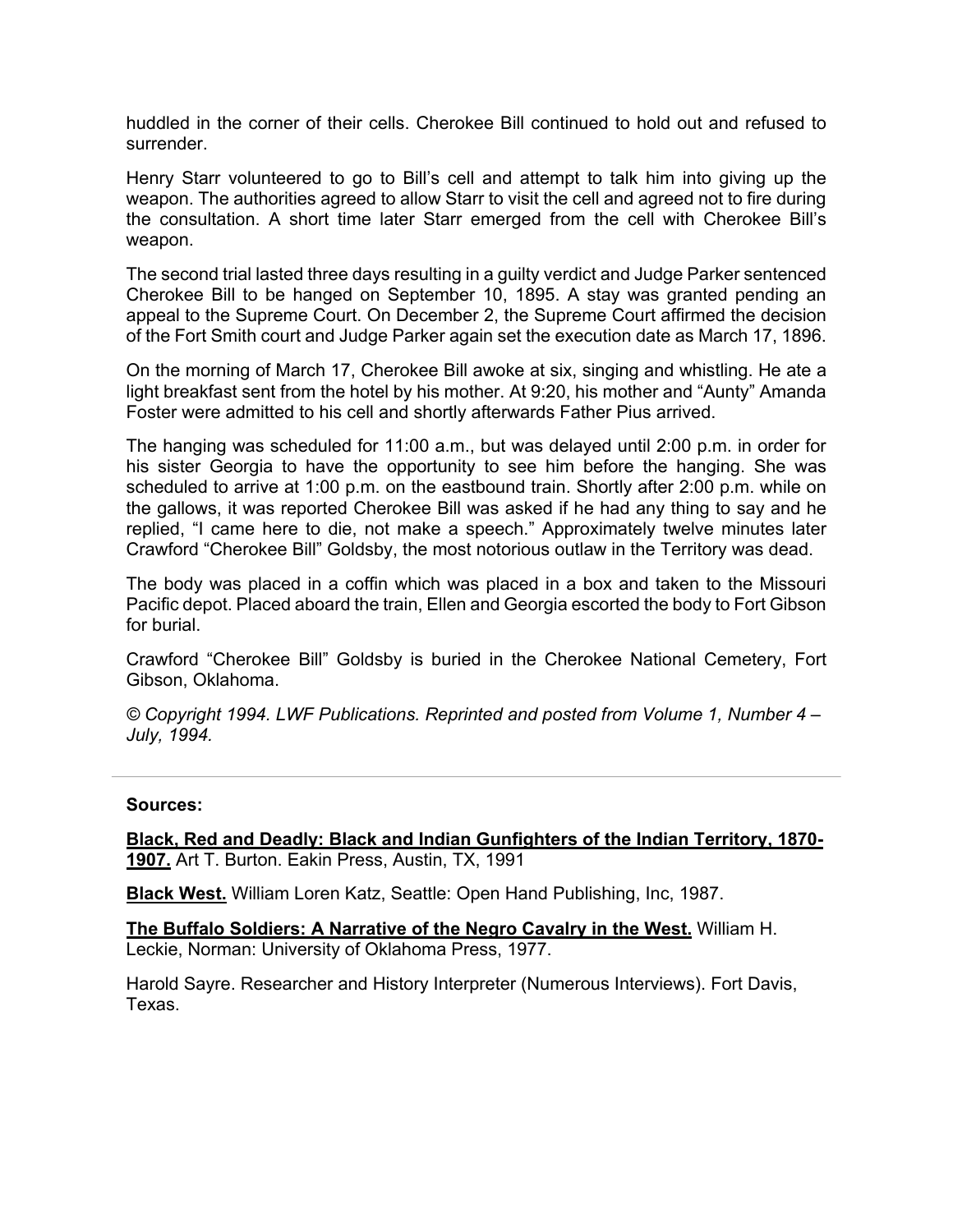huddled in the corner of their cells. Cherokee Bill continued to hold out and refused to surrender.

Henry Starr volunteered to go to Bill's cell and attempt to talk him into giving up the weapon. The authorities agreed to allow Starr to visit the cell and agreed not to fire during the consultation. A short time later Starr emerged from the cell with Cherokee Bill's weapon.

The second trial lasted three days resulting in a guilty verdict and Judge Parker sentenced Cherokee Bill to be hanged on September 10, 1895. A stay was granted pending an appeal to the Supreme Court. On December 2, the Supreme Court affirmed the decision of the Fort Smith court and Judge Parker again set the execution date as March 17, 1896.

On the morning of March 17, Cherokee Bill awoke at six, singing and whistling. He ate a light breakfast sent from the hotel by his mother. At 9:20, his mother and "Aunty" Amanda Foster were admitted to his cell and shortly afterwards Father Pius arrived.

The hanging was scheduled for 11:00 a.m., but was delayed until 2:00 p.m. in order for his sister Georgia to have the opportunity to see him before the hanging. She was scheduled to arrive at 1:00 p.m. on the eastbound train. Shortly after 2:00 p.m. while on the gallows, it was reported Cherokee Bill was asked if he had any thing to say and he replied, "I came here to die, not make a speech." Approximately twelve minutes later Crawford "Cherokee Bill" Goldsby, the most notorious outlaw in the Territory was dead.

The body was placed in a coffin which was placed in a box and taken to the Missouri Pacific depot. Placed aboard the train, Ellen and Georgia escorted the body to Fort Gibson for burial.

Crawford "Cherokee Bill" Goldsby is buried in the Cherokee National Cemetery, Fort Gibson, Oklahoma.

*© Copyright 1994. LWF Publications. Reprinted and posted from Volume 1, Number 4 – July, 1994.*

---

**Sources:**

**Black, Red and Deadly: Black and Indian Gunfighters of the Indian Territory, 1870-1907.** Art T. Burton. Eakin Press, Austin, TX, 1991

**Black West.** William Loren Katz, Seattle: Open Hand Publishing, Inc, 1987.

**The Buffalo Soldiers: A Narrative of the Negro Cavalry in the West.** William H. Leckie, Norman: University of Oklahoma Press, 1977.

Harold Sayre. Researcher and History Interpreter (Numerous Interviews). Fort Davis, Texas.